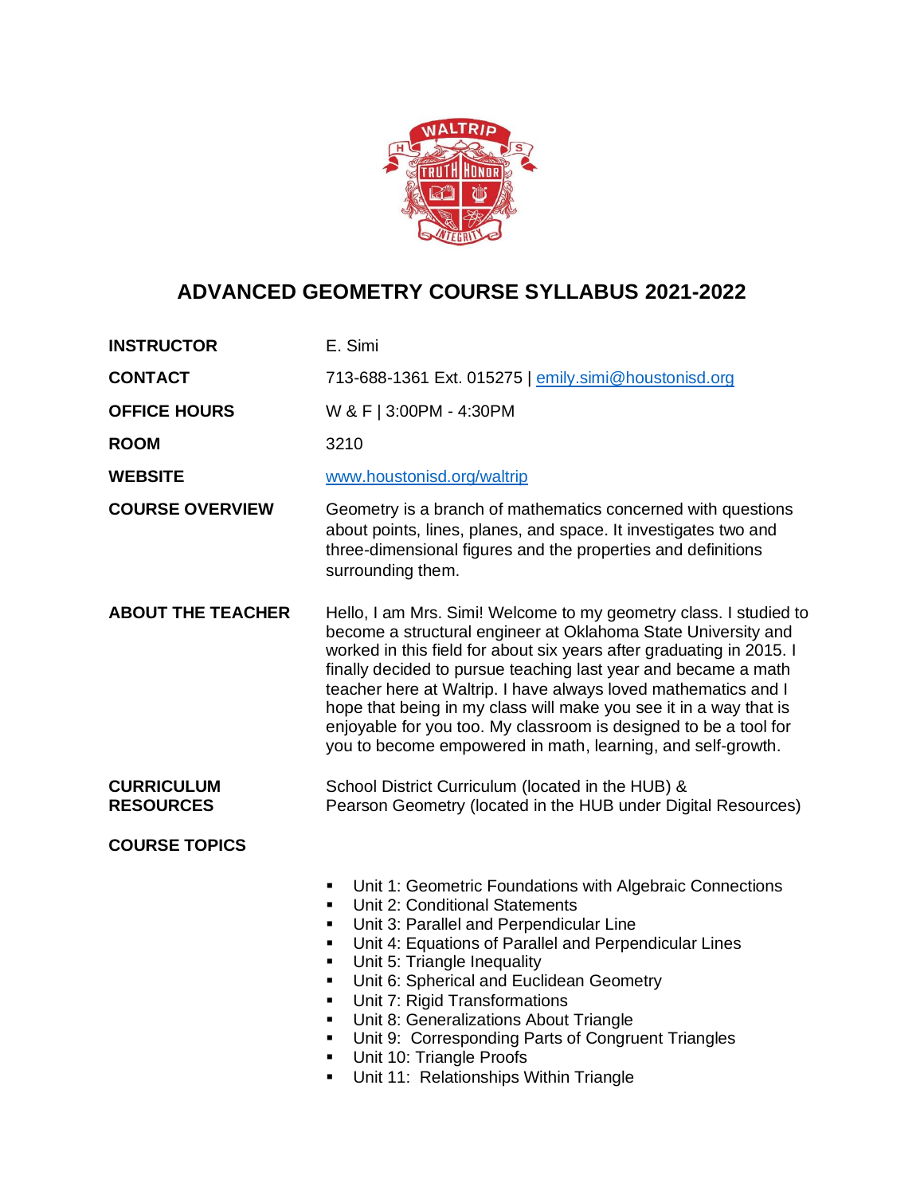# ADVANCED GEOMETRY COURSE SYLLABUS 2021-2022

**INSTRUCTOR** E. Simi

**CONTACT** 713-688-1361 Ext. 015275 | emily.simi@houstonisd.org

**OFFICE HOURS** W & F | 3:00PM - 4:30PM

**ROOM** 3210

**WEBSITE** www.houstonisd.org/waltrip

**COURSE OVERVIEW** Geometry is a branch of mathematics concerned with questions about points, lines, planes, and space. It investigates two and three-dimensional figures and the properties and definitions surrounding them.

**ABOUT THE TEACHER** Hello, I am Mrs. Simi! Welcome to my geometry class. I studied to become a structural engineer at Oklahoma State University and worked in this field for about six years after graduating in 2015. I finally decided to pursue teaching last year and became a math teacher here at Waltrip. I have always loved mathematics and I hope that being in my class will make you see it in a way that is enjoyable for you too. My classroom is designed to be a tool for you to become empowered in math, learning, and self-growth.

**CURRICULUM RESOURCES** School District Curriculum (located in the HUB) & Pearson Geometry (located in the HUB under Digital Resources)

**COURSE TOPICS**

- Unit 1: Geometric Foundations with Algebraic Connections
- Unit 2: Conditional Statements
- Unit 3: Parallel and Perpendicular Line
- Unit 4: Equations of Parallel and Perpendicular Lines
- Unit 5: Triangle Inequality
- Unit 6: Spherical and Euclidean Geometry
- Unit 7: Rigid Transformations
- Unit 8: Generalizations About Triangle
- Unit 9: Corresponding Parts of Congruent Triangles
- Unit 10: Triangle Proofs
- Unit 11: Relationships Within Triangle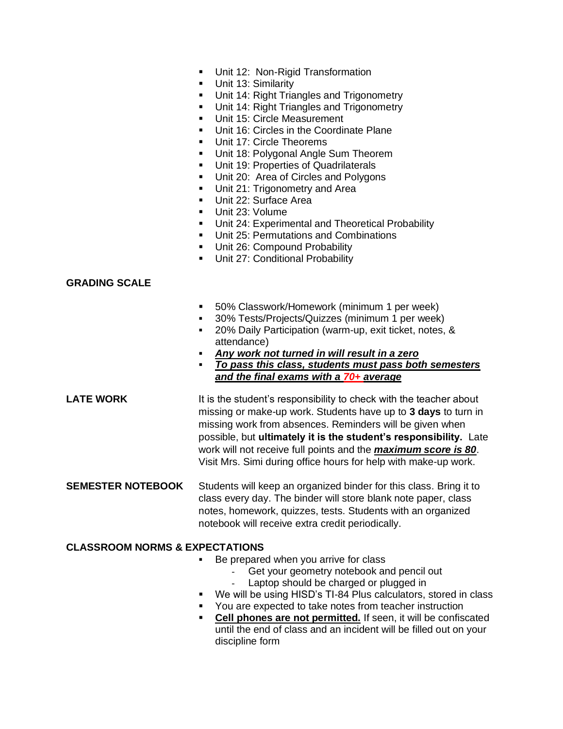- Unit 12: Non-Rigid Transformation
- Unit 13: Similarity
- Unit 14: Right Triangles and Trigonometry
- Unit 14: Right Triangles and Trigonometry
- Unit 15: Circle Measurement
- Unit 16: Circles in the Coordinate Plane
- Unit 17: Circle Theorems
- Unit 18: Polygonal Angle Sum Theorem
- Unit 19: Properties of Quadrilaterals
- Unit 20: Area of Circles and Polygons
- Unit 21: Trigonometry and Area
- Unit 22: Surface Area
- Unit 23: Volume
- Unit 24: Experimental and Theoretical Probability
- Unit 25: Permutations and Combinations
- Unit 26: Compound Probability
- Unit 27: Conditional Probability

**GRADING SCALE**

- 50% Classwork/Homework (minimum 1 per week)
- 30% Tests/Projects/Quizzes (minimum 1 per week)
- 20% Daily Participation (warm-up, exit ticket, notes, & attendance)
- ***Any work not turned in will result in a zero***
- ***To pass this class, students must pass both semesters and the final exams with a 70+ average***

**LATE WORK**

It is the student's responsibility to check with the teacher about missing or make-up work. Students have up to **3 days** to turn in missing work from absences. Reminders will be given when possible, but **ultimately it is the student's responsibility.** Late work will not receive full points and the ***maximum score is 80***. Visit Mrs. Simi during office hours for help with make-up work.

**SEMESTER NOTEBOOK**

Students will keep an organized binder for this class. Bring it to class every day. The binder will store blank note paper, class notes, homework, quizzes, tests. Students with an organized notebook will receive extra credit periodically.

**CLASSROOM NORMS & EXPECTATIONS**

- Be prepared when you arrive for class
  - Get your geometry notebook and pencil out
  - Laptop should be charged or plugged in
- We will be using HISD's TI-84 Plus calculators, stored in class
- You are expected to take notes from teacher instruction
- **Cell phones are not permitted.** If seen, it will be confiscated until the end of class and an incident will be filled out on your discipline form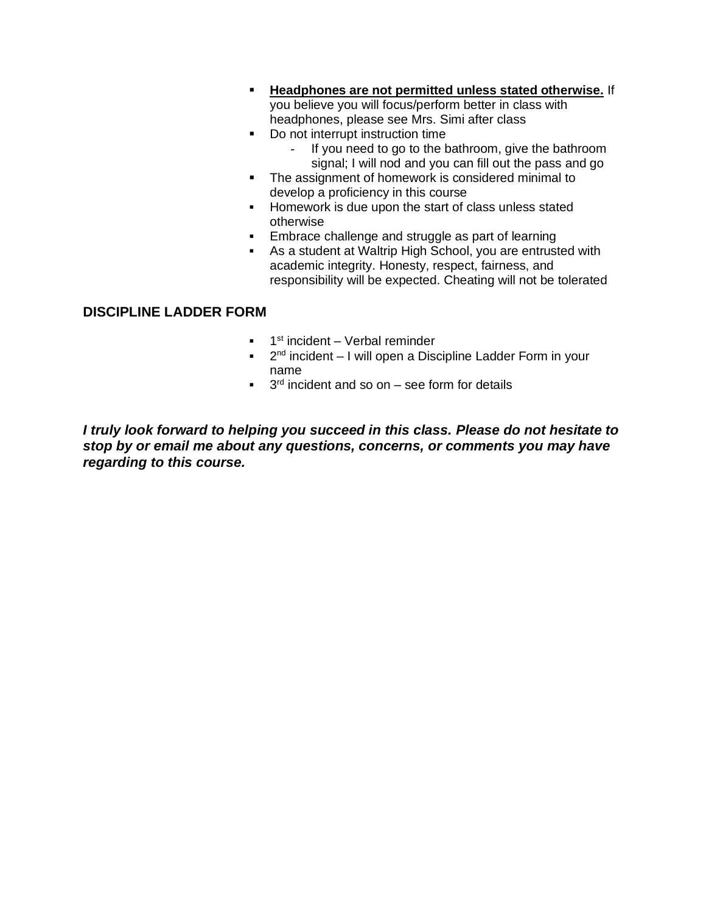- **Headphones are not permitted unless stated otherwise.** If you believe you will focus/perform better in class with headphones, please see Mrs. Simi after class
- Do not interrupt instruction time
  - If you need to go to the bathroom, give the bathroom signal; I will nod and you can fill out the pass and go
- The assignment of homework is considered minimal to develop a proficiency in this course
- Homework is due upon the start of class unless stated otherwise
- Embrace challenge and struggle as part of learning
- As a student at Waltrip High School, you are entrusted with academic integrity. Honesty, respect, fairness, and responsibility will be expected. Cheating will not be tolerated

## DISCIPLINE LADDER FORM

- 1st incident – Verbal reminder
- 2nd incident – I will open a Discipline Ladder Form in your name
- 3rd incident and so on – see form for details

***I truly look forward to helping you succeed in this class. Please do not hesitate to stop by or email me about any questions, concerns, or comments you may have regarding to this course.***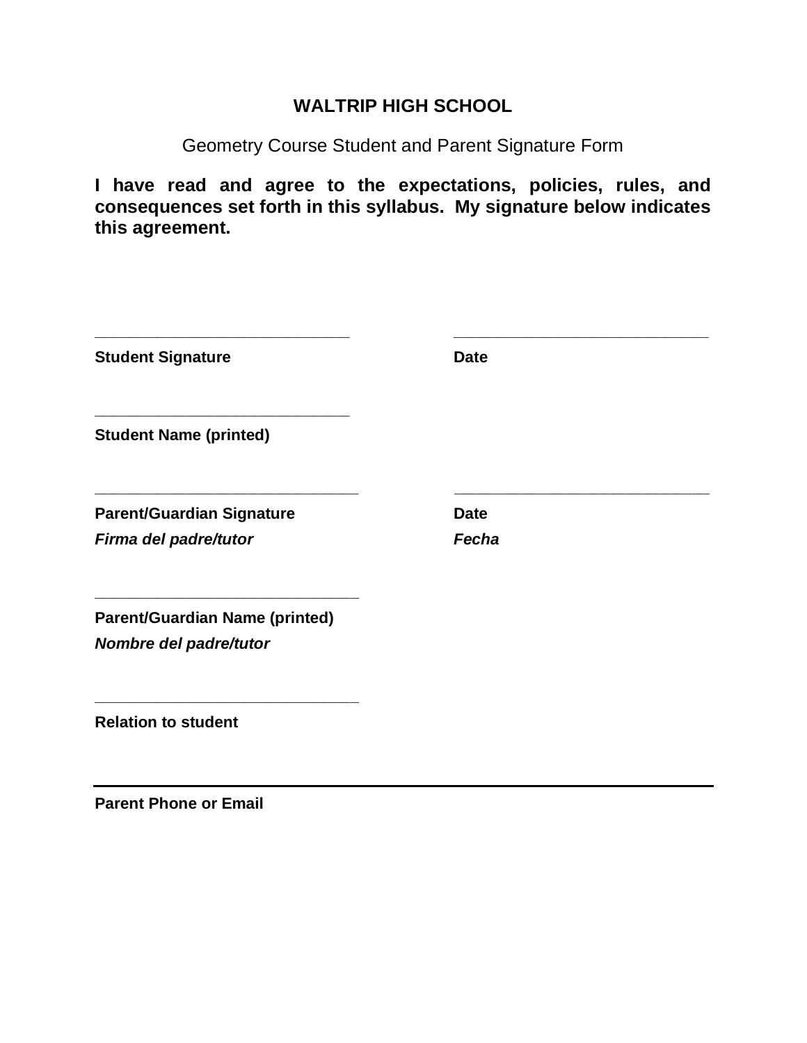**WALTRIP HIGH SCHOOL**

Geometry Course Student and Parent Signature Form

**I have read and agree to the expectations, policies, rules, and consequences set forth in this syllabus. My signature below indicates this agreement.**

______________________________ ______________________________

**Student Signature** **Date**

______________________________

**Student Name (printed)**

______________________________ ______________________________

**Parent/Guardian Signature** **Date**

***Firma del padre/tutor*** ***Fecha***

______________________________

**Parent/Guardian Name (printed)**

***Nombre del padre/tutor***

______________________________

**Relation to student**

______________________________________________________________

**Parent Phone or Email**